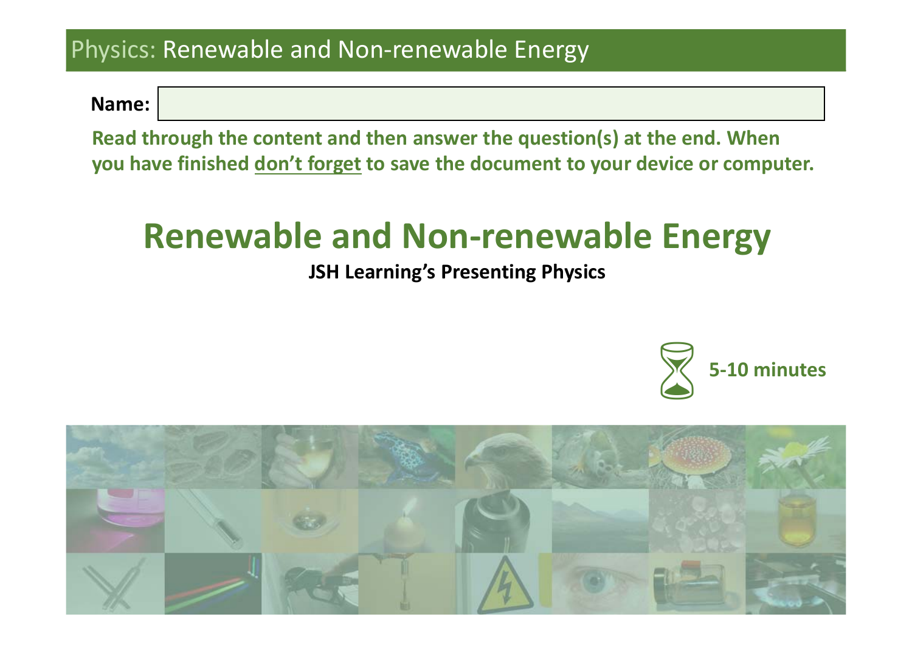Physics: Renewable and Non-renewable Energy

**Name:**

**Read through the content and then answer the question(s) at the end. When you have finished don't forget to save the document to your device or computer.**

# Renewable and Non-renewable Energy

**JSH Learning's Presenting Physics**

**5-10 minutes**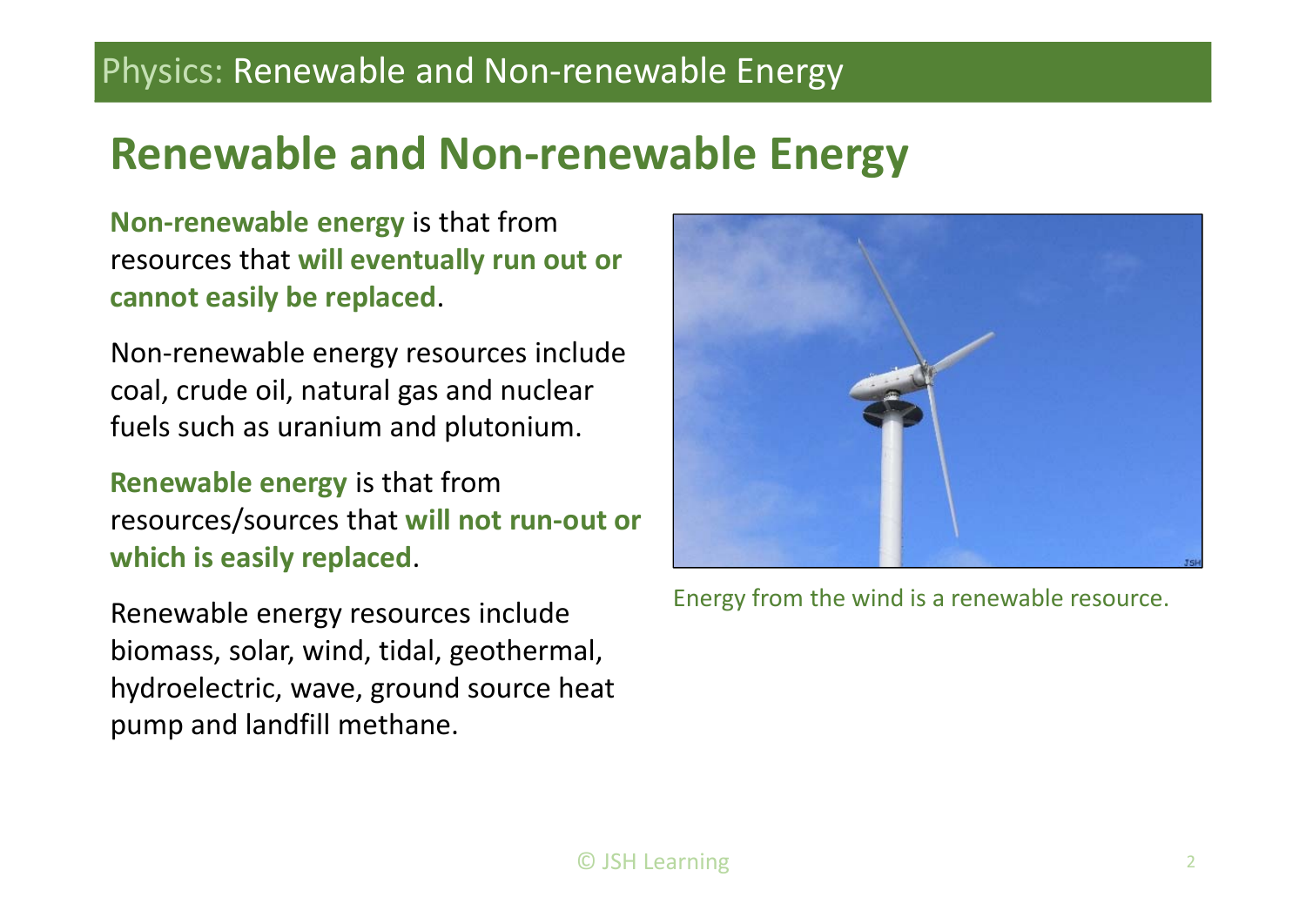# Renewable and Non-renewable Energy

**Non-renewable energy** is that from resources that **will eventually run out or cannot easily be replaced**.

Non-renewable energy resources include coal, crude oil, natural gas and nuclear fuels such as uranium and plutonium.

**Renewable energy** is that from resources/sources that **will not run-out or which is easily replaced**.

Renewable energy resources include biomass, solar, wind, tidal, geothermal, hydroelectric, wave, ground source heat pump and landfill methane.

Energy from the wind is a renewable resource.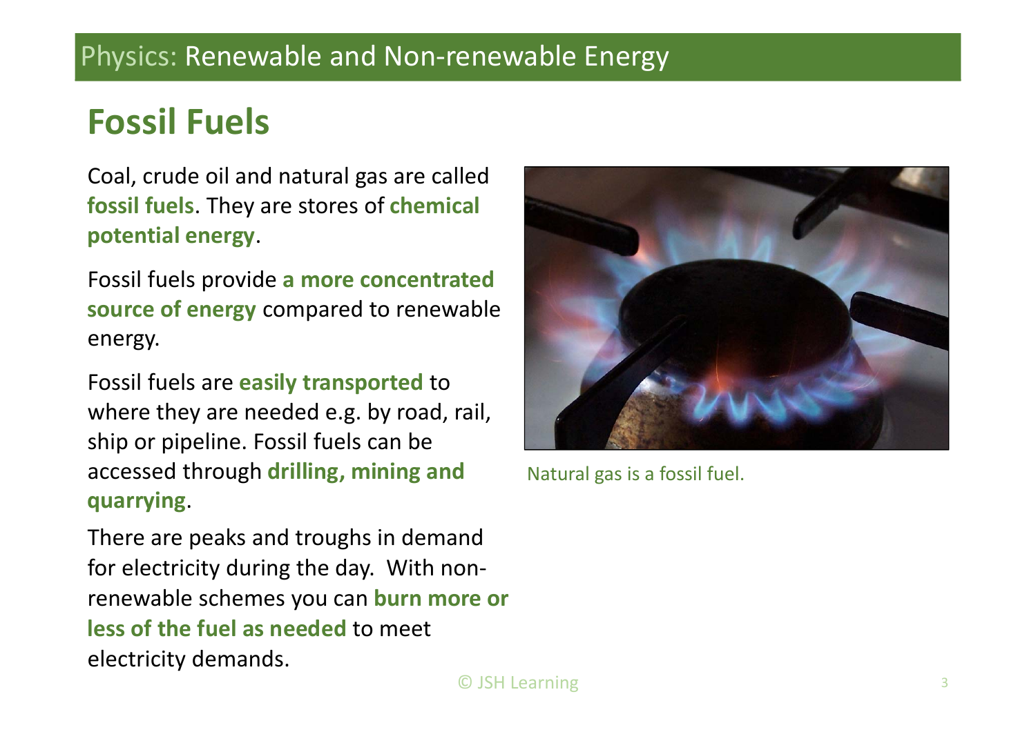# Fossil Fuels

Coal, crude oil and natural gas are called **fossil fuels**. They are stores of **chemical potential energy**.

Fossil fuels provide **a more concentrated source of energy** compared to renewable energy.

Fossil fuels are **easily transported** to where they are needed e.g. by road, rail, ship or pipeline. Fossil fuels can be accessed through **drilling, mining and quarrying**.

There are peaks and troughs in demand for electricity during the day. With non-renewable schemes you can **burn more or less of the fuel as needed** to meet electricity demands.

Natural gas is a fossil fuel.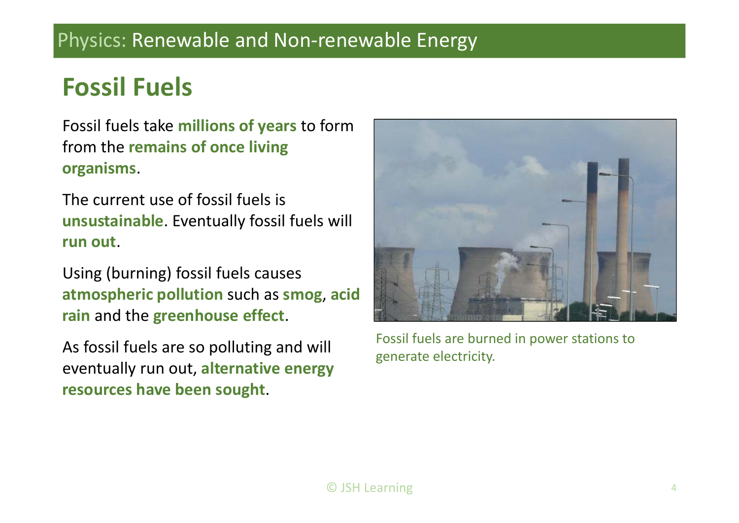Physics: Renewable and Non-renewable Energy

# Fossil Fuels

Fossil fuels take **millions of years** to form from the **remains of once living organisms**.

The current use of fossil fuels is **unsustainable**. Eventually fossil fuels will **run out**.

Using (burning) fossil fuels causes **atmospheric pollution** such as **smog**, **acid rain** and the **greenhouse effect**.

As fossil fuels are so polluting and will eventually run out, **alternative energy resources have been sought**.

Fossil fuels are burned in power stations to generate electricity.

© JSH Learning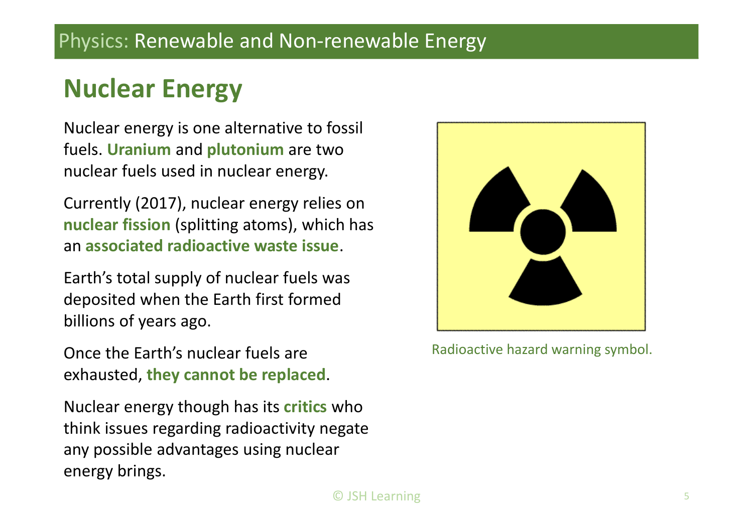## Nuclear Energy

Nuclear energy is one alternative to fossil fuels. **Uranium** and **plutonium** are two nuclear fuels used in nuclear energy.

Currently (2017), nuclear energy relies on **nuclear fission** (splitting atoms), which has an **associated radioactive waste issue**.

Earth's total supply of nuclear fuels was deposited when the Earth first formed billions of years ago.

Once the Earth's nuclear fuels are exhausted, **they cannot be replaced**.

Nuclear energy though has its **critics** who think issues regarding radioactivity negate any possible advantages using nuclear energy brings.

Radioactive hazard warning symbol.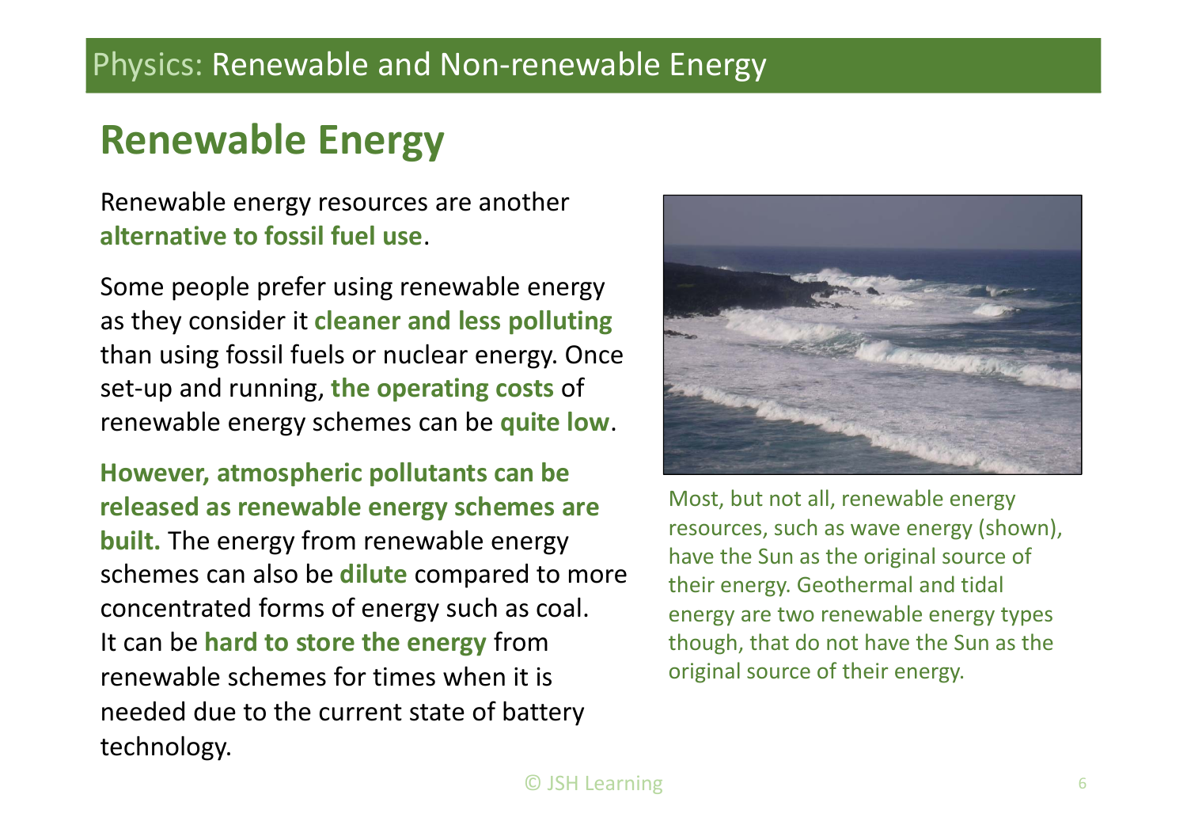# Renewable Energy

Renewable energy resources are another **alternative to fossil fuel use**.

Some people prefer using renewable energy as they consider it **cleaner and less polluting** than using fossil fuels or nuclear energy. Once set-up and running, **the operating costs** of renewable energy schemes can be **quite low**.

**However, atmospheric pollutants can be released as renewable energy schemes are built.** The energy from renewable energy schemes can also be **dilute** compared to more concentrated forms of energy such as coal. It can be **hard to store the energy** from renewable schemes for times when it is needed due to the current state of battery technology.

Most, but not all, renewable energy resources, such as wave energy (shown), have the Sun as the original source of their energy. Geothermal and tidal energy are two renewable energy types though, that do not have the Sun as the original source of their energy.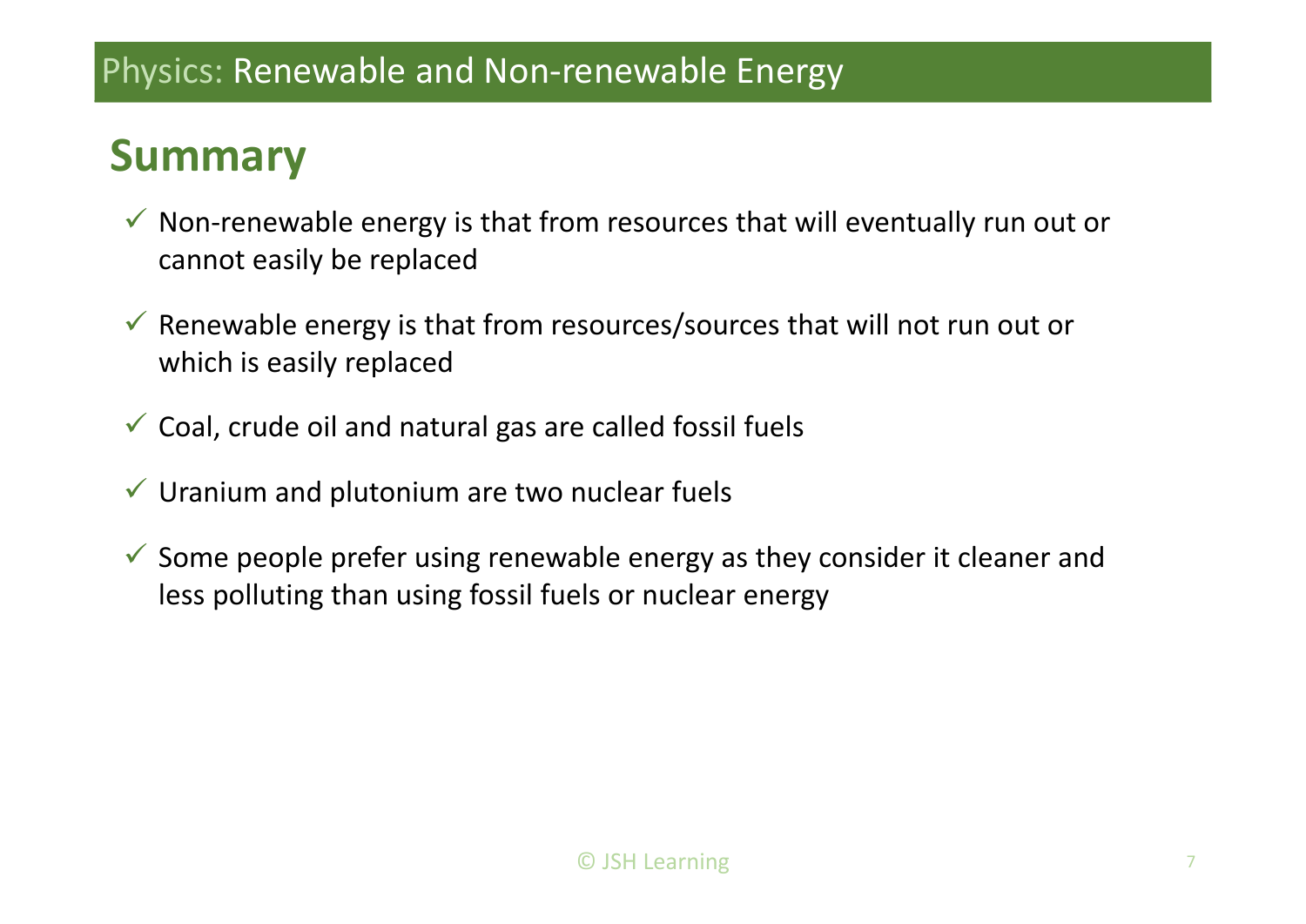## Summary

- ✓ Non-renewable energy is that from resources that will eventually run out or cannot easily be replaced
- ✓ Renewable energy is that from resources/sources that will not run out or which is easily replaced
- ✓ Coal, crude oil and natural gas are called fossil fuels
- ✓ Uranium and plutonium are two nuclear fuels
- ✓ Some people prefer using renewable energy as they consider it cleaner and less polluting than using fossil fuels or nuclear energy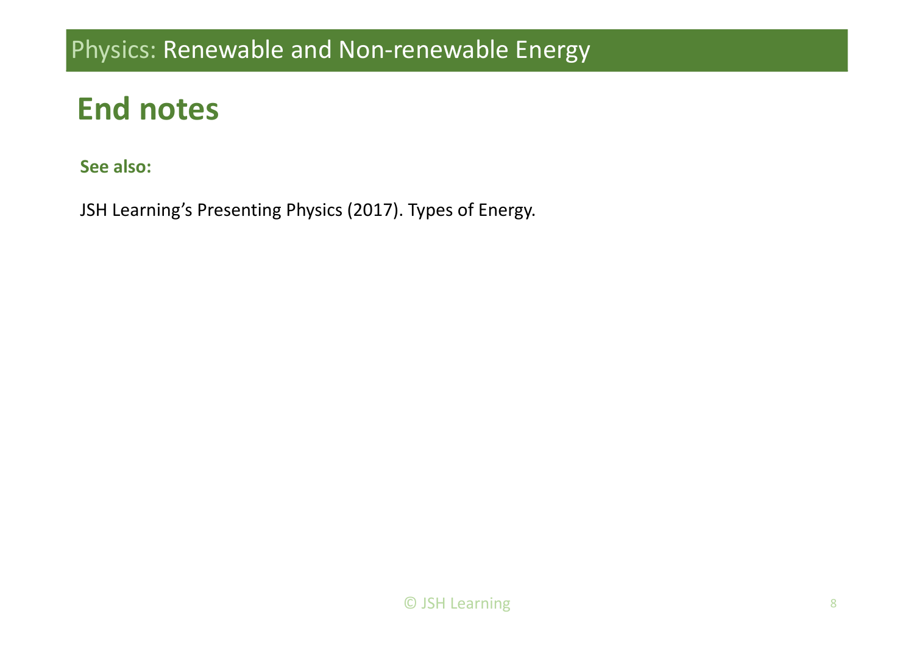## End notes

**See also:**

JSH Learning's Presenting Physics (2017). Types of Energy.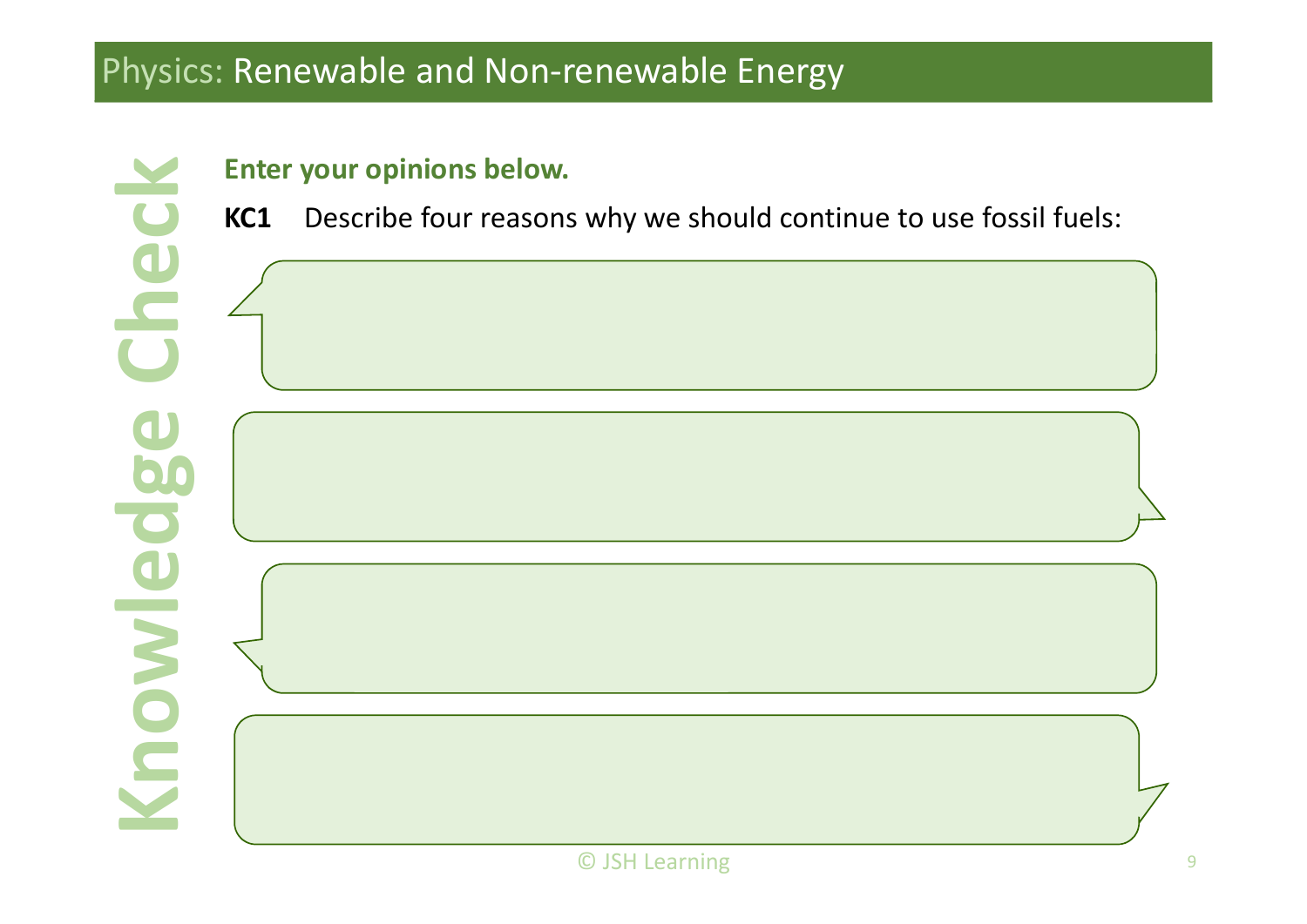# Physics: Renewable and Non-renewable Energy

## Knowledge Check

**Enter your opinions below.**

**KC1** Describe four reasons why we should continue to use fossil fuels: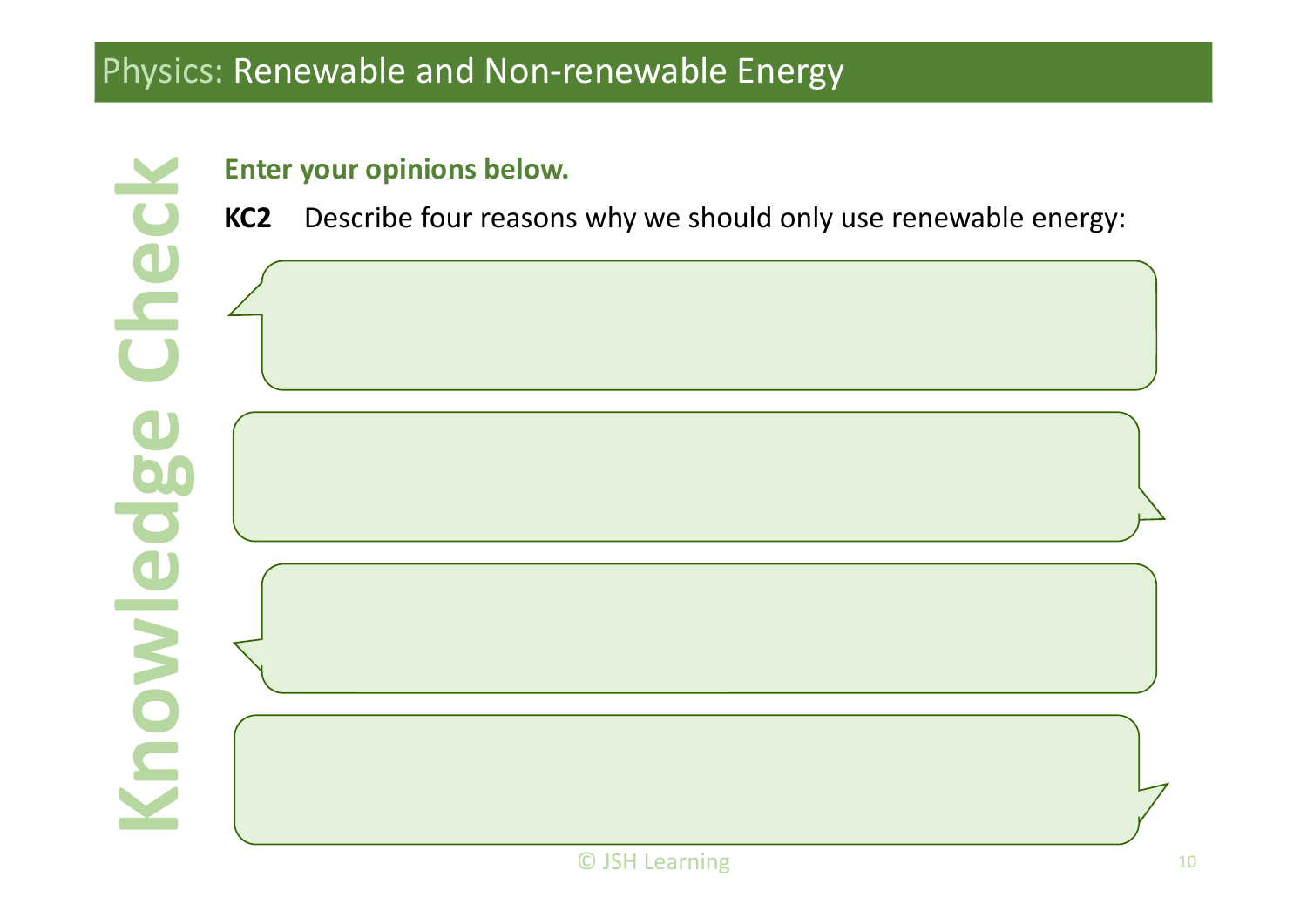# Physics: Renewable and Non-renewable Energy

## Knowledge Check

**Enter your opinions below.**

**KC2** Describe four reasons why we should only use renewable energy: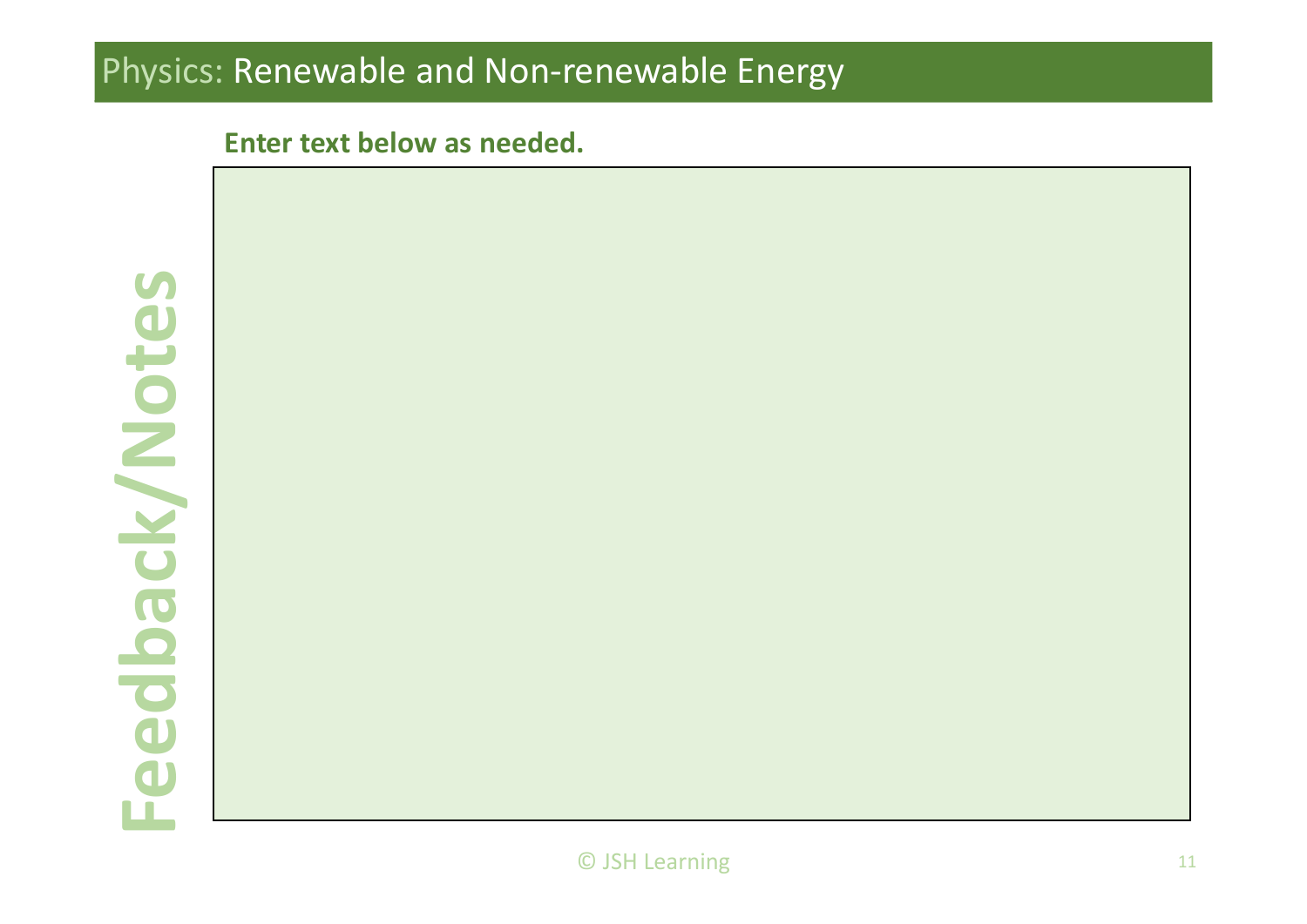# Physics: Renewable and Non-renewable Energy

**Enter text below as needed.**

**Feedback/Notes**